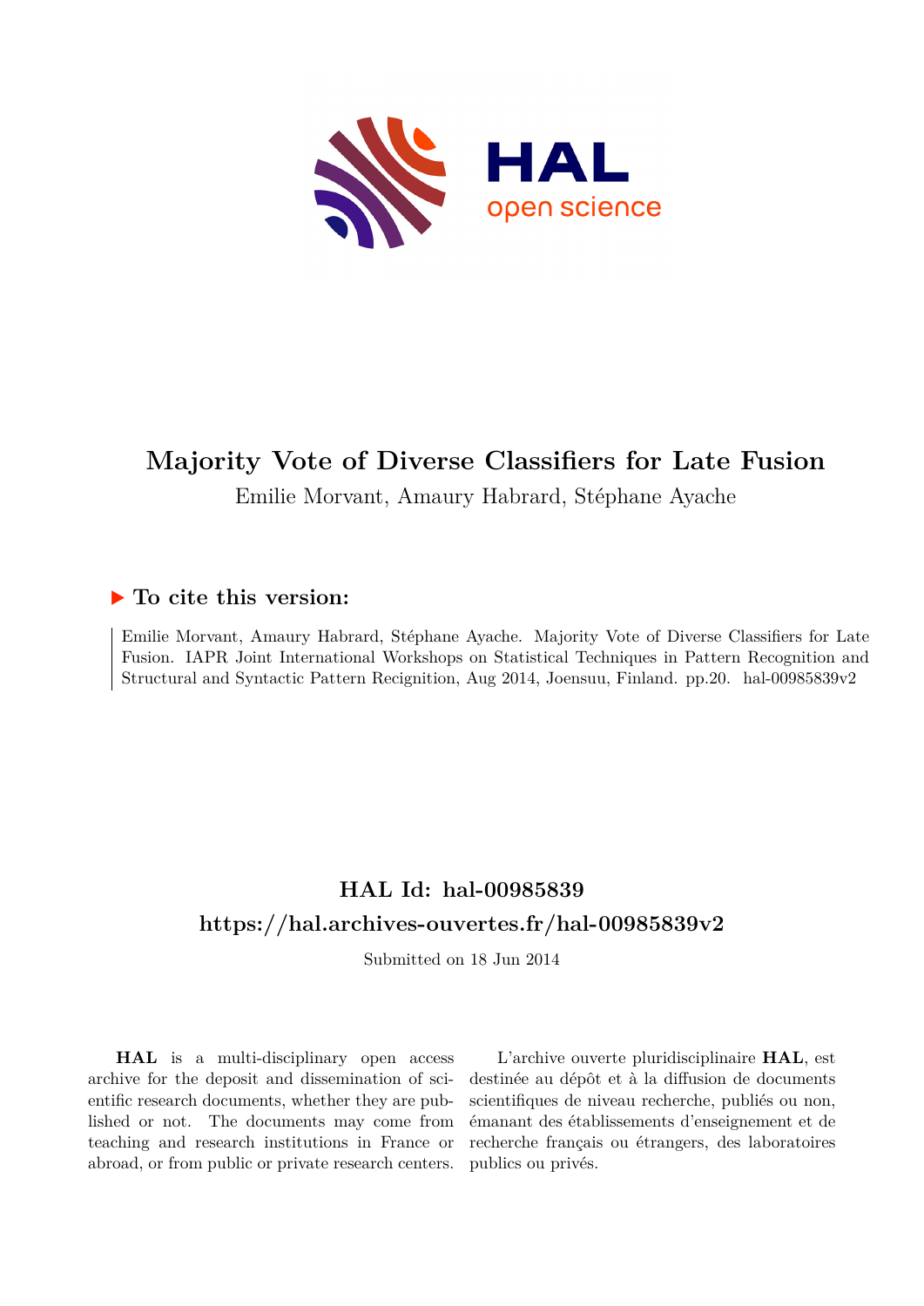# Majority Vote of Diverse Classifiers for Late Fusion

Emilie Morvant, Amaury Habrard, Stéphane Ayache

## ▶ To cite this version:

Emilie Morvant, Amaury Habrard, Stéphane Ayache. Majority Vote of Diverse Classifiers for Late Fusion. IAPR Joint International Workshops on Statistical Techniques in Pattern Recognition and Structural and Syntactic Pattern Recignition, Aug 2014, Joensuu, Finland. pp.20. hal-00985839v2

## HAL Id: hal-00985839

## https://hal.archives-ouvertes.fr/hal-00985839v2

Submitted on 18 Jun 2014

**HAL** is a multi-disciplinary open access archive for the deposit and dissemination of scientific research documents, whether they are published or not. The documents may come from teaching and research institutions in France or abroad, or from public or private research centers.

L'archive ouverte pluridisciplinaire **HAL**, est destinée au dépôt et à la diffusion de documents scientifiques de niveau recherche, publiés ou non, émanant des établissements d'enseignement et de recherche français ou étrangers, des laboratoires publics ou privés.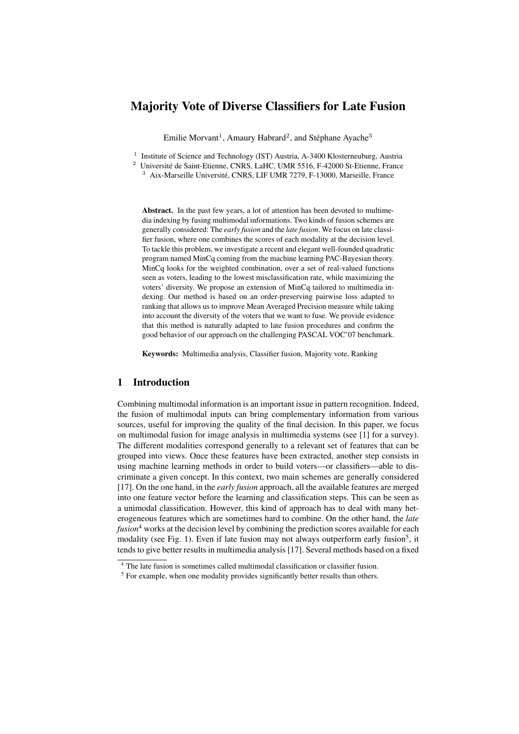# Majority Vote of Diverse Classifiers for Late Fusion

Emilie Morvant[1], Amaury Habrard[2], and Stéphane Ayache[3]

[1] Institute of Science and Technology (IST) Austria, A-3400 Klosterneuburg, Austria
[2] Université de Saint-Etienne, CNRS, LaHC, UMR 5516, F-42000 St-Etienne, France
[3] Aix-Marseille Université, CNRS, LIF UMR 7279, F-13000, Marseille, France

**Abstract.** In the past few years, a lot of attention has been devoted to multimedia indexing by fusing multimodal informations. Two kinds of fusion schemes are generally considered: The *early fusion* and the *late fusion*. We focus on late classifier fusion, where one combines the scores of each modality at the decision level. To tackle this problem, we investigate a recent and elegant well-founded quadratic program named MinCq coming from the machine learning PAC-Bayesian theory. MinCq looks for the weighted combination, over a set of real-valued functions seen as voters, leading to the lowest misclassification rate, while maximizing the voters' diversity. We propose an extension of MinCq tailored to multimedia indexing. Our method is based on an order-preserving pairwise loss adapted to ranking that allows us to improve Mean Averaged Precision measure while taking into account the diversity of the voters that we want to fuse. We provide evidence that this method is naturally adapted to late fusion procedures and confirm the good behavior of our approach on the challenging PASCAL VOC'07 benchmark.

**Keywords:** Multimedia analysis, Classifier fusion, Majority vote, Ranking

## 1 Introduction

Combining multimodal information is an important issue in pattern recognition. Indeed, the fusion of multimodal inputs can bring complementary information from various sources, useful for improving the quality of the final decision. In this paper, we focus on multimodal fusion for image analysis in multimedia systems (see [1] for a survey). The different modalities correspond generally to a relevant set of features that can be grouped into views. Once these features have been extracted, another step consists in using machine learning methods in order to build voters—or classifiers—able to discriminate a given concept. In this context, two main schemes are generally considered [17]. On the one hand, in the *early fusion* approach, all the available features are merged into one feature vector before the learning and classification steps. This can be seen as a unimodal classification. However, this kind of approach has to deal with many heterogeneous features which are sometimes hard to combine. On the other hand, the *late fusion*[4] works at the decision level by combining the prediction scores available for each modality (see Fig. 1). Even if late fusion may not always outperform early fusion[5], it tends to give better results in multimedia analysis [17]. Several methods based on a fixed

[4] The late fusion is sometimes called multimodal classification or classifier fusion.

[5] For example, when one modality provides significantly better results than others.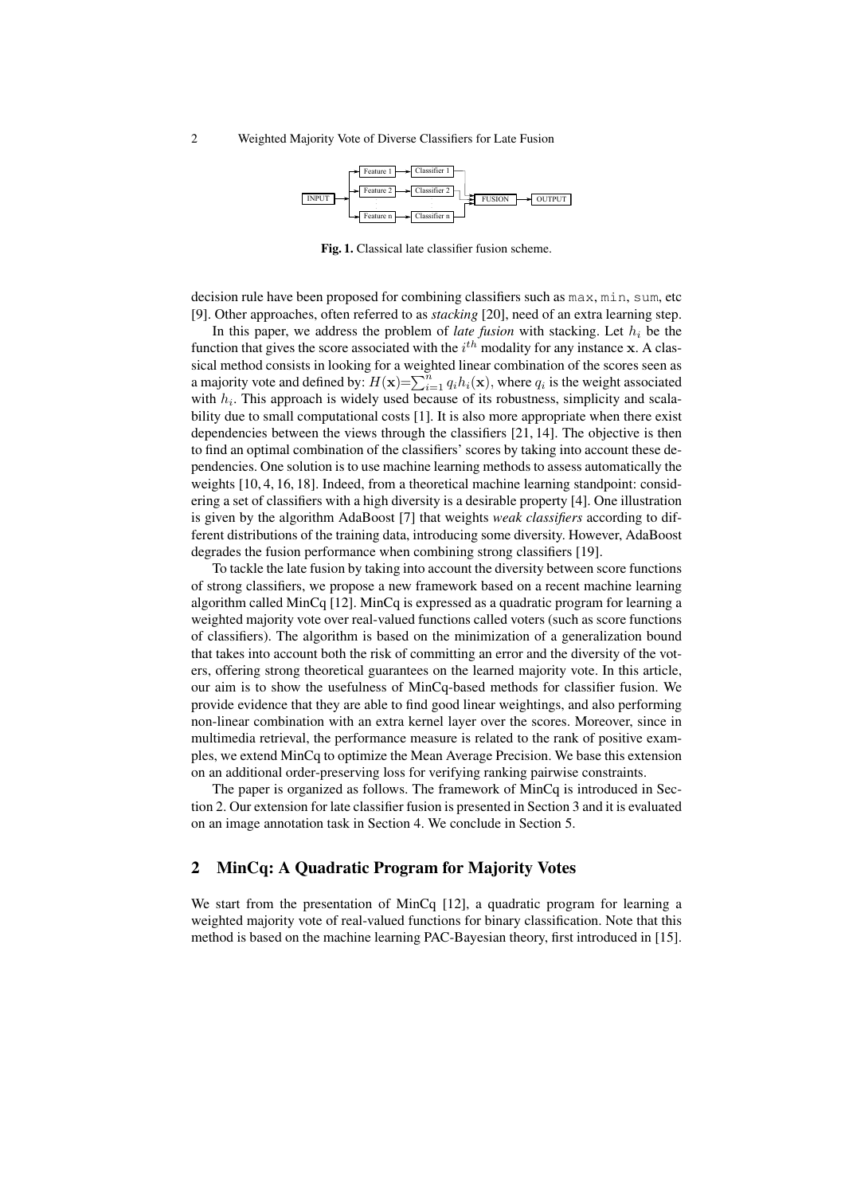Fig. 1. Classical late classifier fusion scheme.

decision rule have been proposed for combining classifiers such as `max`, `min`, `sum`, etc [9]. Other approaches, often referred to as *stacking* [20], need of an extra learning step.

In this paper, we address the problem of *late fusion* with stacking. Let $h_i$ be the function that gives the score associated with the $i^{th}$ modality for any instance $\mathbf{x}$. A classical method consists in looking for a weighted linear combination of the scores seen as a majority vote and defined by: $H(\mathbf{x})=\sum_{i=1}^{n} q_i h_i(\mathbf{x})$, where $q_i$ is the weight associated with $h_i$. This approach is widely used because of its robustness, simplicity and scalability due to small computational costs [1]. It is also more appropriate when there exist dependencies between the views through the classifiers [21, 14]. The objective is then to find an optimal combination of the classifiers' scores by taking into account these dependencies. One solution is to use machine learning methods to assess automatically the weights [10, 4, 16, 18]. Indeed, from a theoretical machine learning standpoint: considering a set of classifiers with a high diversity is a desirable property [4]. One illustration is given by the algorithm AdaBoost [7] that weights *weak classifiers* according to different distributions of the training data, introducing some diversity. However, AdaBoost degrades the fusion performance when combining strong classifiers [19].

To tackle the late fusion by taking into account the diversity between score functions of strong classifiers, we propose a new framework based on a recent machine learning algorithm called MinCq [12]. MinCq is expressed as a quadratic program for learning a weighted majority vote over real-valued functions called voters (such as score functions of classifiers). The algorithm is based on the minimization of a generalization bound that takes into account both the risk of committing an error and the diversity of the voters, offering strong theoretical guarantees on the learned majority vote. In this article, our aim is to show the usefulness of MinCq-based methods for classifier fusion. We provide evidence that they are able to find good linear weightings, and also performing non-linear combination with an extra kernel layer over the scores. Moreover, since in multimedia retrieval, the performance measure is related to the rank of positive examples, we extend MinCq to optimize the Mean Average Precision. We base this extension on an additional order-preserving loss for verifying ranking pairwise constraints.

The paper is organized as follows. The framework of MinCq is introduced in Section 2. Our extension for late classifier fusion is presented in Section 3 and it is evaluated on an image annotation task in Section 4. We conclude in Section 5.

## 2 MinCq: A Quadratic Program for Majority Votes

We start from the presentation of MinCq [12], a quadratic program for learning a weighted majority vote of real-valued functions for binary classification. Note that this method is based on the machine learning PAC-Bayesian theory, first introduced in [15].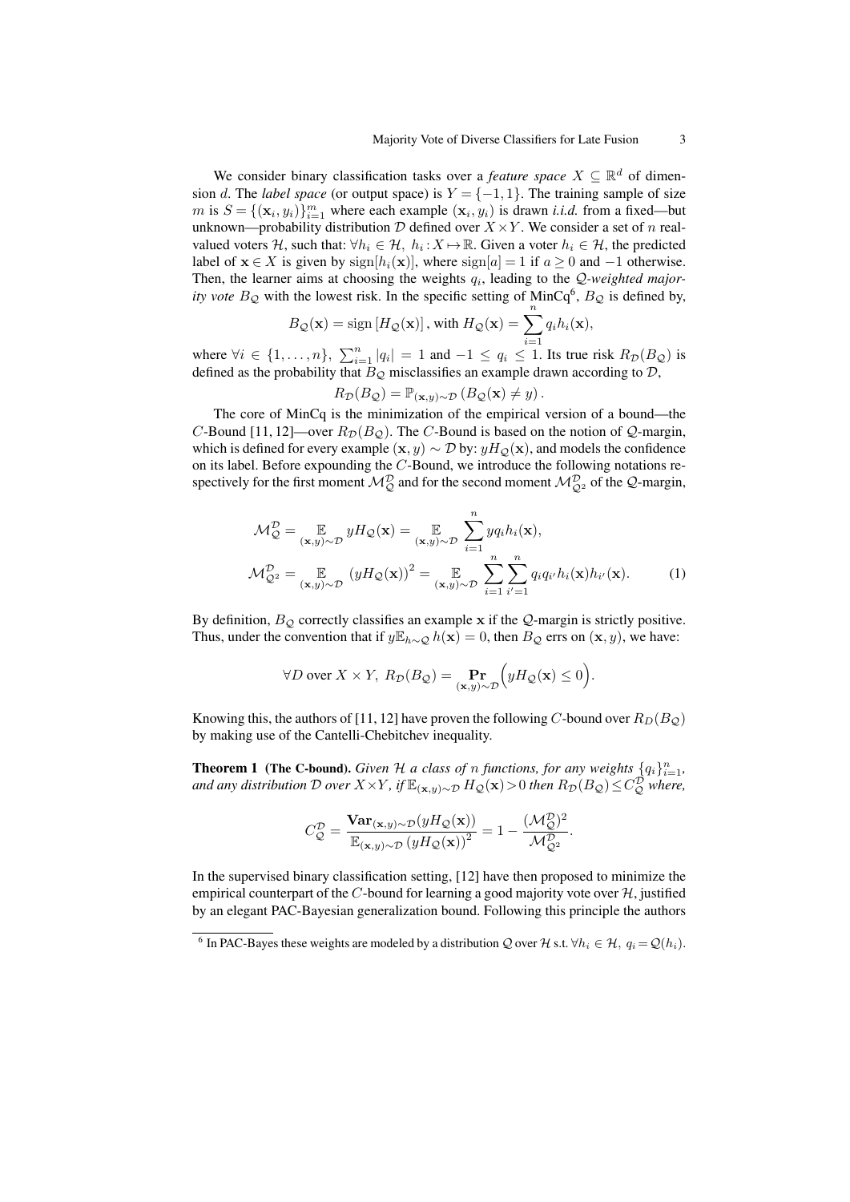We consider binary classification tasks over a *feature space* $X \subseteq \mathbb{R}^d$ of dimension $d$. The *label space* (or output space) is $Y = \{-1, 1\}$. The training sample of size $m$ is $S = \{(\mathbf{x}_i, y_i)\}_{i=1}^m$ where each example $(\mathbf{x}_i, y_i)$ is drawn *i.i.d.* from a fixed—but unknown—probability distribution $\mathcal{D}$ defined over $X \times Y$. We consider a set of $n$ real-valued voters $\mathcal{H}$, such that: $\forall h_i \in \mathcal{H},\ h_i : X \mapsto \mathbb{R}$. Given a voter $h_i \in \mathcal{H}$, the predicted label of $\mathbf{x} \in X$ is given by $\text{sign}[h_i(\mathbf{x})]$, where $\text{sign}[a] = 1$ if $a \geq 0$ and $-1$ otherwise. Then, the learner aims at choosing the weights $q_i$, leading to the $\mathcal{Q}$*-weighted majority vote* $B_\mathcal{Q}$ with the lowest risk. In the specific setting of MinCq[6], $B_\mathcal{Q}$ is defined by,

$$B_\mathcal{Q}(\mathbf{x}) = \text{sign}\left[H_\mathcal{Q}(\mathbf{x})\right], \text{ with } H_\mathcal{Q}(\mathbf{x}) = \sum_{i=1}^{n} q_i h_i(\mathbf{x}),$$

where $\forall i \in \{1, \ldots, n\}$, $\sum_{i=1}^n |q_i| = 1$ and $-1 \leq q_i \leq 1$. Its true risk $R_\mathcal{D}(B_\mathcal{Q})$ is defined as the probability that $B_\mathcal{Q}$ misclassifies an example drawn according to $\mathcal{D}$,

$$R_\mathcal{D}(B_\mathcal{Q}) = \mathbb{P}_{(\mathbf{x},y)\sim\mathcal{D}}\left(B_\mathcal{Q}(\mathbf{x}) \neq y\right).$$

The core of MinCq is the minimization of the empirical version of a bound—the $C$-Bound [11, 12]—over $R_\mathcal{D}(B_\mathcal{Q})$. The $C$-Bound is based on the notion of $\mathcal{Q}$-margin, which is defined for every example $(\mathbf{x}, y) \sim \mathcal{D}$ by: $yH_\mathcal{Q}(\mathbf{x})$, and models the confidence on its label. Before expounding the $C$-Bound, we introduce the following notations respectively for the first moment $\mathcal{M}_\mathcal{Q}^\mathcal{D}$ and for the second moment $\mathcal{M}_{\mathcal{Q}^2}^\mathcal{D}$ of the $\mathcal{Q}$-margin,

$$\begin{aligned}
\mathcal{M}_\mathcal{Q}^\mathcal{D} &= \mathop{\mathbb{E}}_{(\mathbf{x},y)\sim\mathcal{D}} yH_\mathcal{Q}(\mathbf{x}) = \mathop{\mathbb{E}}_{(\mathbf{x},y)\sim\mathcal{D}} \sum_{i=1}^{n} y q_i h_i(\mathbf{x}), \\
\mathcal{M}_{\mathcal{Q}^2}^\mathcal{D} &= \mathop{\mathbb{E}}_{(\mathbf{x},y)\sim\mathcal{D}} \left(yH_\mathcal{Q}(\mathbf{x})\right)^2 = \mathop{\mathbb{E}}_{(\mathbf{x},y)\sim\mathcal{D}} \sum_{i=1}^{n}\sum_{i'=1}^{n} q_i q_{i'} h_i(\mathbf{x}) h_{i'}(\mathbf{x}).
\end{aligned} \tag{1}$$

By definition, $B_\mathcal{Q}$ correctly classifies an example $\mathbf{x}$ if the $\mathcal{Q}$-margin is strictly positive. Thus, under the convention that if $y\mathbb{E}_{h\sim\mathcal{Q}}\, h(\mathbf{x}) = 0$, then $B_\mathcal{Q}$ errs on $(\mathbf{x}, y)$, we have:

$$\forall D \text{ over } X \times Y,\ R_\mathcal{D}(B_\mathcal{Q}) = \mathop{\mathbf{Pr}}_{(\mathbf{x},y)\sim\mathcal{D}}\Big(yH_\mathcal{Q}(\mathbf{x}) \leq 0\Big).$$

Knowing this, the authors of [11, 12] have proven the following $C$-bound over $R_D(B_\mathcal{Q})$ by making use of the Cantelli-Chebitchev inequality.

**Theorem 1** **(The C-bound).** *Given $\mathcal{H}$ a class of $n$ functions, for any weights $\{q_i\}_{i=1}^n$, and any distribution $\mathcal{D}$ over $X \times Y$, if $\mathbb{E}_{(\mathbf{x},y)\sim\mathcal{D}}\, H_\mathcal{Q}(\mathbf{x}) > 0$ then $R_\mathcal{D}(B_\mathcal{Q}) \leq C_\mathcal{Q}^\mathcal{D}$ where,*

$$C_\mathcal{Q}^\mathcal{D} = \frac{\mathbf{Var}_{(\mathbf{x},y)\sim\mathcal{D}}(yH_\mathcal{Q}(\mathbf{x}))}{\mathbb{E}_{(\mathbf{x},y)\sim\mathcal{D}}\left(yH_\mathcal{Q}(\mathbf{x})\right)^2} = 1 - \frac{(\mathcal{M}_\mathcal{Q}^\mathcal{D})^2}{\mathcal{M}_{\mathcal{Q}^2}^\mathcal{D}}.$$

In the supervised binary classification setting, [12] have then proposed to minimize the empirical counterpart of the $C$-bound for learning a good majority vote over $\mathcal{H}$, justified by an elegant PAC-Bayesian generalization bound. Following this principle the authors

---

[6] In PAC-Bayes these weights are modeled by a distribution $\mathcal{Q}$ over $\mathcal{H}$ s.t. $\forall h_i \in \mathcal{H},\ q_i = \mathcal{Q}(h_i)$.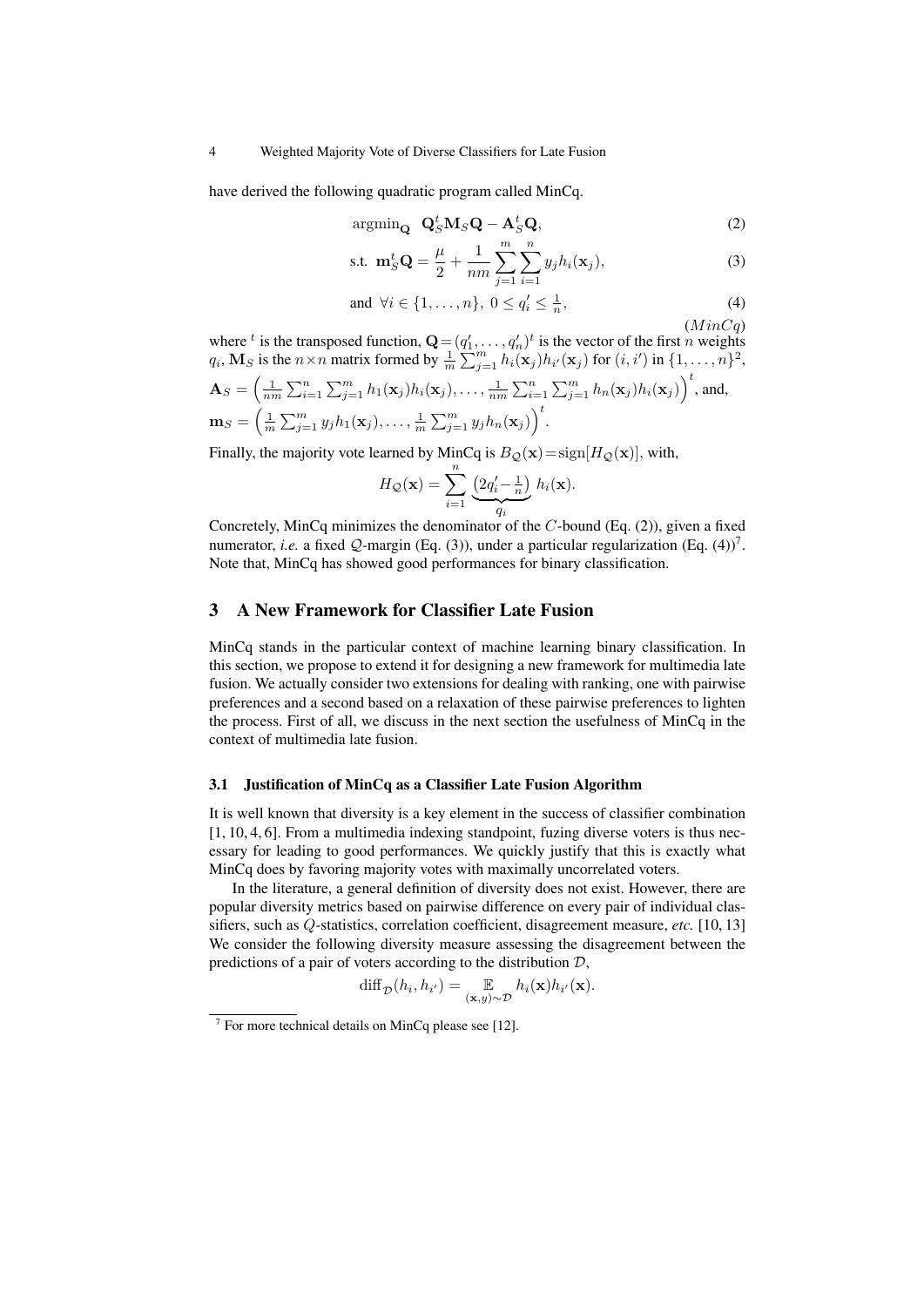have derived the following quadratic program called MinCq.

$$\operatorname{argmin}_{\mathbf{Q}} \ \mathbf{Q}_S^t \mathbf{M}_S \mathbf{Q} - \mathbf{A}_S^t \mathbf{Q}, \tag{2}$$

$$\text{s.t. } \mathbf{m}_S^t \mathbf{Q} = \frac{\mu}{2} + \frac{1}{nm} \sum_{j=1}^{m} \sum_{i=1}^{n} y_j h_i(\mathbf{x}_j), \tag{3}$$

$$\text{and } \forall i \in \{1, \ldots, n\},\ 0 \leq q'_i \leq \tfrac{1}{n}, \tag{4}$$

$$(MinCq)$$

where $^t$ is the transposed function, $\mathbf{Q} = (q'_1, \ldots, q'_n)^t$ is the vector of the first $n$ weights $q_i$, $\mathbf{M}_S$ is the $n \times n$ matrix formed by $\frac{1}{m} \sum_{j=1}^{m} h_i(\mathbf{x}_j) h_{i'}(\mathbf{x}_j)$ for $(i, i')$ in $\{1, \ldots, n\}^2$, $\mathbf{A}_S = \Big( \frac{1}{nm} \sum_{i=1}^{n} \sum_{j=1}^{m} h_1(\mathbf{x}_j) h_i(\mathbf{x}_j), \ldots, \frac{1}{nm} \sum_{i=1}^{n} \sum_{j=1}^{m} h_n(\mathbf{x}_j) h_i(\mathbf{x}_j) \Big)^t$, and, $\mathbf{m}_S = \Big( \frac{1}{m} \sum_{j=1}^{m} y_j h_1(\mathbf{x}_j), \ldots, \frac{1}{m} \sum_{j=1}^{m} y_j h_n(\mathbf{x}_j) \Big)^t$.

Finally, the majority vote learned by MinCq is $B_{\mathcal{Q}}(\mathbf{x}) = \operatorname{sign}[H_{\mathcal{Q}}(\mathbf{x})]$, with,

$$H_{\mathcal{Q}}(\mathbf{x}) = \sum_{i=1}^{n} \underbrace{\left(2q'_i - \tfrac{1}{n}\right)}_{q_i} h_i(\mathbf{x}).$$

Concretely, MinCq minimizes the denominator of the $C$-bound (Eq. (2)), given a fixed numerator, *i.e.* a fixed $\mathcal{Q}$-margin (Eq. (3)), under a particular regularization (Eq. (4))[7]. Note that, MinCq has showed good performances for binary classification.

## 3 A New Framework for Classifier Late Fusion

MinCq stands in the particular context of machine learning binary classification. In this section, we propose to extend it for designing a new framework for multimedia late fusion. We actually consider two extensions for dealing with ranking, one with pairwise preferences and a second based on a relaxation of these pairwise preferences to lighten the process. First of all, we discuss in the next section the usefulness of MinCq in the context of multimedia late fusion.

### 3.1 Justification of MinCq as a Classifier Late Fusion Algorithm

It is well known that diversity is a key element in the success of classifier combination [1, 10, 4, 6]. From a multimedia indexing standpoint, fuzing diverse voters is thus necessary for leading to good performances. We quickly justify that this is exactly what MinCq does by favoring majority votes with maximally uncorrelated voters.

In the literature, a general definition of diversity does not exist. However, there are popular diversity metrics based on pairwise difference on every pair of individual classifiers, such as $Q$-statistics, correlation coefficient, disagreement measure, *etc.* [10, 13] We consider the following diversity measure assessing the disagreement between the predictions of a pair of voters according to the distribution $\mathcal{D}$,

$$\operatorname{diff}_{\mathcal{D}}(h_i, h_{i'}) = \mathop{\mathbb{E}}_{(\mathbf{x},y)\sim\mathcal{D}} h_i(\mathbf{x}) h_{i'}(\mathbf{x}).$$

[7] For more technical details on MinCq please see [12].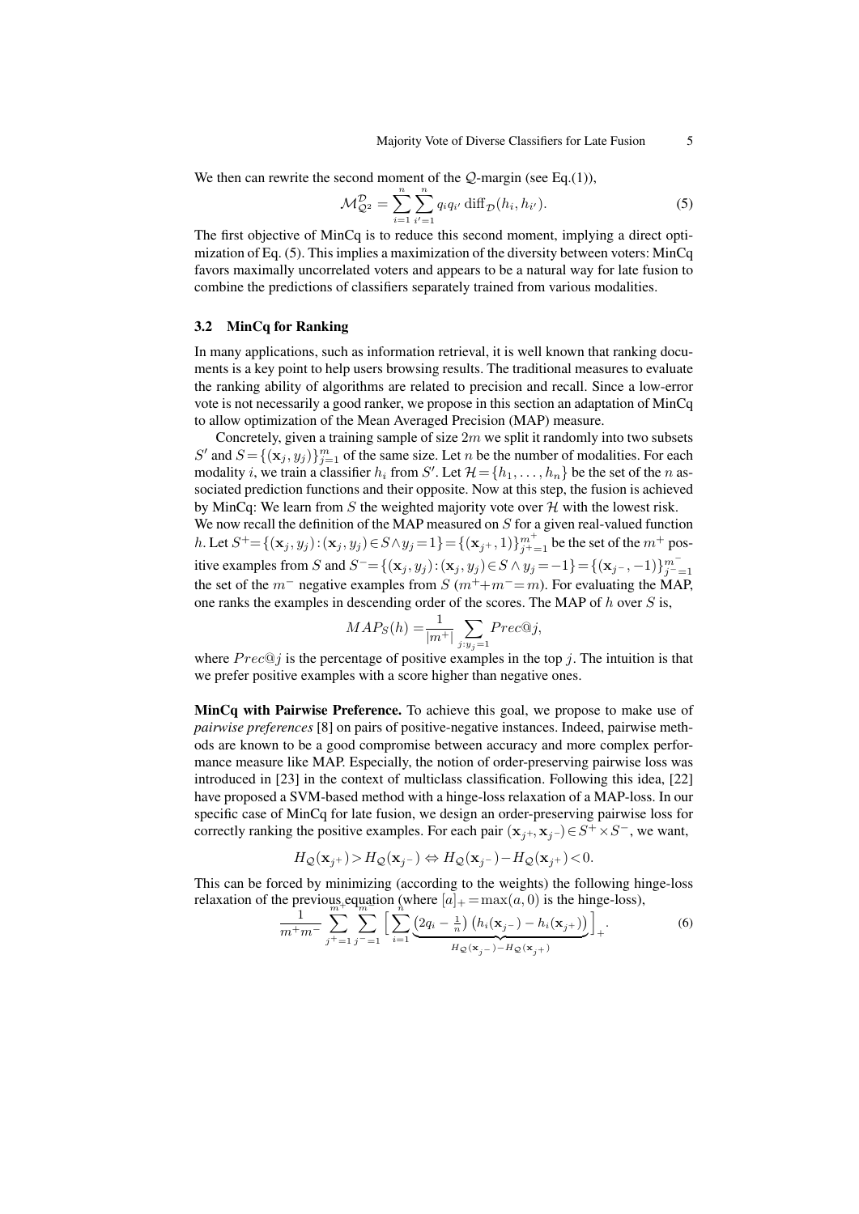We then can rewrite the second moment of the $\mathcal{Q}$-margin (see Eq.(1)),

$$\mathcal{M}_{\mathcal{Q}^2}^{\mathcal{D}} = \sum_{i=1}^{n} \sum_{i'=1}^{n} q_i q_{i'} \operatorname{diff}_{\mathcal{D}}(h_i, h_{i'}). \tag{5}$$

The first objective of MinCq is to reduce this second moment, implying a direct optimization of Eq. (5). This implies a maximization of the diversity between voters: MinCq favors maximally uncorrelated voters and appears to be a natural way for late fusion to combine the predictions of classifiers separately trained from various modalities.

### 3.2 MinCq for Ranking

In many applications, such as information retrieval, it is well known that ranking documents is a key point to help users browsing results. The traditional measures to evaluate the ranking ability of algorithms are related to precision and recall. Since a low-error vote is not necessarily a good ranker, we propose in this section an adaptation of MinCq to allow optimization of the Mean Averaged Precision (MAP) measure.

Concretely, given a training sample of size $2m$ we split it randomly into two subsets $S'$ and $S = \{(\mathbf{x}_j, y_j)\}_{j=1}^{m}$ of the same size. Let $n$ be the number of modalities. For each modality $i$, we train a classifier $h_i$ from $S'$. Let $\mathcal{H} = \{h_1, \ldots, h_n\}$ be the set of the $n$ associated prediction functions and their opposite. Now at this step, the fusion is achieved by MinCq: We learn from $S$ the weighted majority vote over $\mathcal{H}$ with the lowest risk.
We now recall the definition of the MAP measured on $S$ for a given real-valued function $h$. Let $S^+ = \{(\mathbf{x}_j, y_j) : (\mathbf{x}_j, y_j) \in S \wedge y_j = 1\} = \{(\mathbf{x}_{j^+}, 1)\}_{j^+=1}^{m^+}$ be the set of the $m^+$ positive examples from $S$ and $S^- = \{(\mathbf{x}_j, y_j) : (\mathbf{x}_j, y_j) \in S \wedge y_j = -1\} = \{(\mathbf{x}_{j^-}, -1)\}_{j^-=1}^{m^-}$ the set of the $m^-$ negative examples from $S$ ($m^+ + m^- = m$). For evaluating the MAP, one ranks the examples in descending order of the scores. The MAP of $h$ over $S$ is,

$$MAP_S(h) = \frac{1}{|m^+|} \sum_{j : y_j = 1} Prec@j,$$

where $Prec@j$ is the percentage of positive examples in the top $j$. The intuition is that we prefer positive examples with a score higher than negative ones.

**MinCq with Pairwise Preference.** To achieve this goal, we propose to make use of *pairwise preferences* [8] on pairs of positive-negative instances. Indeed, pairwise methods are known to be a good compromise between accuracy and more complex performance measure like MAP. Especially, the notion of order-preserving pairwise loss was introduced in [23] in the context of multiclass classification. Following this idea, [22] have proposed a SVM-based method with a hinge-loss relaxation of a MAP-loss. In our specific case of MinCq for late fusion, we design an order-preserving pairwise loss for correctly ranking the positive examples. For each pair $(\mathbf{x}_{j^+}, \mathbf{x}_{j^-}) \in S^+ \times S^-$, we want,

$$H_{\mathcal{Q}}(\mathbf{x}_{j^+}) > H_{\mathcal{Q}}(\mathbf{x}_{j^-}) \Leftrightarrow H_{\mathcal{Q}}(\mathbf{x}_{j^-}) - H_{\mathcal{Q}}(\mathbf{x}_{j^+}) < 0.$$

This can be forced by minimizing (according to the weights) the following hinge-loss relaxation of the previous equation (where $[a]_+ = \max(a, 0)$ is the hinge-loss),

$$\frac{1}{m^+ m^-} \sum_{j^+=1}^{m^+} \sum_{j^-=1}^{m^-} \Big[ \underbrace{\sum_{i=1}^{n} \left(2q_i - \tfrac{1}{n}\right) \left(h_i(\mathbf{x}_{j^-}) - h_i(\mathbf{x}_{j^+})\right)}_{H_{\mathcal{Q}}(\mathbf{x}_{j^-}) - H_{\mathcal{Q}}(\mathbf{x}_{j^+})} \Big]_+ . \tag{6}$$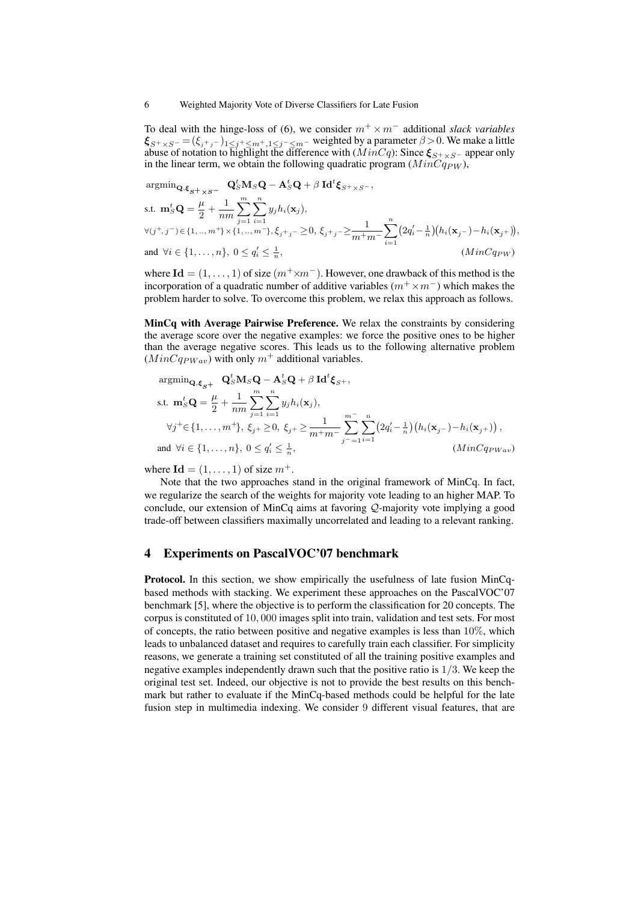To deal with the hinge-loss of (6), we consider $m^+ \times m^-$ additional *slack variables* $\boldsymbol{\xi}_{S^+ \times S^-} = (\xi_{j^+j^-})_{1 \le j^+ \le m^+, 1 \le j^- \le m^-}$ weighted by a parameter $\beta > 0$. We make a little abuse of notation to highlight the difference with ($MinCq$): Since $\boldsymbol{\xi}_{S^+ \times S^-}$ appear only in the linear term, we obtain the following quadratic program ($MinCq_{PW}$),

$$
\begin{aligned}
&\operatorname{argmin}_{\mathbf{Q}, \boldsymbol{\xi}_{S^+ \times S^-}} \quad \mathbf{Q}_S^t \mathbf{M}_S \mathbf{Q} - \mathbf{A}_S^t \mathbf{Q} + \beta \, \mathbf{Id}^t \boldsymbol{\xi}_{S^+ \times S^-}, \\
&\text{s.t. } \mathbf{m}_S^t \mathbf{Q} = \frac{\mu}{2} + \frac{1}{nm} \sum_{j=1}^{m} \sum_{i=1}^{n} y_j h_i(\mathbf{x}_j), \\
&\forall (j^+, j^-) \in \{1,..,m^+\} \times \{1,..,m^-\}, \xi_{j^+j^-} \ge 0,\ \xi_{j^+j^-} \ge \frac{1}{m^+ m^-} \sum_{i=1}^{n} \big(2q'_i - \tfrac{1}{n}\big)\big(h_i(\mathbf{x}_{j^-}) - h_i(\mathbf{x}_{j^+})\big), \\
&\text{and } \forall i \in \{1, \ldots, n\},\ 0 \le q'_i \le \tfrac{1}{n}, \qquad\qquad (MinCq_{PW})
\end{aligned}
$$

where $\mathbf{Id} = (1, \ldots, 1)$ of size $(m^+ \times m^-)$. However, one drawback of this method is the incorporation of a quadratic number of additive variables ($m^+ \times m^-$) which makes the problem harder to solve. To overcome this problem, we relax this approach as follows.

**MinCq with Average Pairwise Preference.** We relax the constraints by considering the average score over the negative examples: we force the positive ones to be higher than the average negative scores. This leads us to the following alternative problem ($MinCq_{PWav}$) with only $m^+$ additional variables.

$$
\begin{aligned}
&\operatorname{argmin}_{\mathbf{Q}, \boldsymbol{\xi}_{S^+}} \quad \mathbf{Q}_S^t \mathbf{M}_S \mathbf{Q} - \mathbf{A}_S^t \mathbf{Q} + \beta \, \mathbf{Id}^t \boldsymbol{\xi}_{S^+}, \\
&\text{s.t. } \mathbf{m}_S^t \mathbf{Q} = \frac{\mu}{2} + \frac{1}{nm} \sum_{j=1}^{m} \sum_{i=1}^{n} y_j h_i(\mathbf{x}_j), \\
&\quad \forall j^+ \in \{1, \ldots, m^+\},\ \xi_{j^+} \ge 0,\ \xi_{j^+} \ge \frac{1}{m^+ m^-} \sum_{j^-=1}^{m^-} \sum_{i=1}^{n} \big(2q'_i - \tfrac{1}{n}\big)\big(h_i(\mathbf{x}_{j^-}) - h_i(\mathbf{x}_{j^+})\big), \\
&\text{and } \forall i \in \{1, \ldots, n\},\ 0 \le q'_i \le \tfrac{1}{n}, \qquad\qquad (MinCq_{PWav})
\end{aligned}
$$

where $\mathbf{Id} = (1, \ldots, 1)$ of size $m^+$.

Note that the two approaches stand in the original framework of MinCq. In fact, we regularize the search of the weights for majority vote leading to an higher MAP. To conclude, our extension of MinCq aims at favoring $\mathcal{Q}$-majority vote implying a good trade-off between classifiers maximally uncorrelated and leading to a relevant ranking.

## 4 Experiments on PascalVOC'07 benchmark

**Protocol.** In this section, we show empirically the usefulness of late fusion MinCq-based methods with stacking. We experiment these approaches on the PascalVOC'07 benchmark [5], where the objective is to perform the classification for 20 concepts. The corpus is constituted of $10,000$ images split into train, validation and test sets. For most of concepts, the ratio between positive and negative examples is less than $10\%$, which leads to unbalanced dataset and requires to carefully train each classifier. For simplicity reasons, we generate a training set constituted of all the training positive examples and negative examples independently drawn such that the positive ratio is $1/3$. We keep the original test set. Indeed, our objective is not to provide the best results on this benchmark but rather to evaluate if the MinCq-based methods could be helpful for the late fusion step in multimedia indexing. We consider $9$ different visual features, that are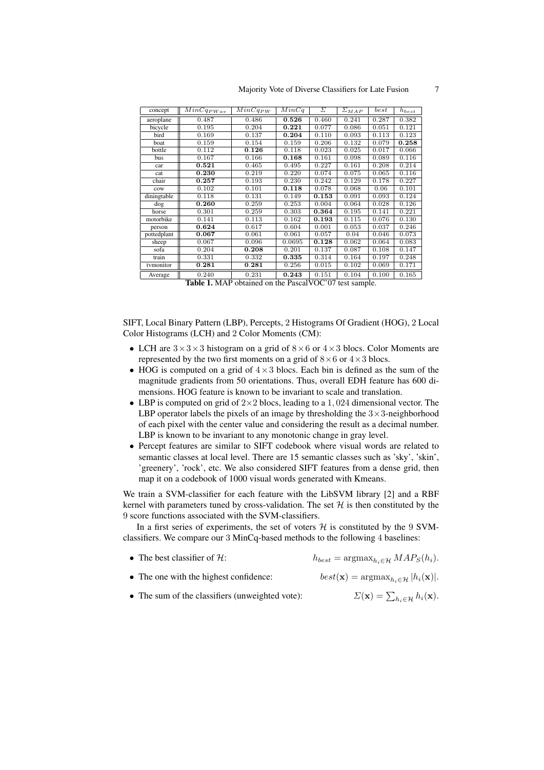| concept | $MinCq_{PWav}$ | $MinCq_{PW}$ | $MinCq$ | $\Sigma$ | $\Sigma_{MAP}$ | $best$ | $h_{best}$ |
|---|---|---|---|---|---|---|---|
| aeroplane | 0.487 | 0.486 | **0.526** | 0.460 | 0.241 | 0.287 | 0.382 |
| bicycle | 0.195 | 0.204 | **0.221** | 0.077 | 0.086 | 0.051 | 0.121 |
| bird | 0.169 | 0.137 | **0.204** | 0.110 | 0.093 | 0.113 | 0.123 |
| boat | 0.159 | 0.154 | 0.159 | 0.206 | 0.132 | 0.079 | **0.258** |
| bottle | 0.112 | **0.126** | 0.118 | 0.023 | 0.025 | 0.017 | 0.066 |
| bus | 0.167 | 0.166 | **0.168** | 0.161 | 0.098 | 0.089 | 0.116 |
| car | **0.521** | 0.465 | 0.495 | 0.227 | 0.161 | 0.208 | 0.214 |
| cat | **0.230** | 0.219 | 0.220 | 0.074 | 0.075 | 0.065 | 0.116 |
| chair | **0.257** | 0.193 | 0.230 | 0.242 | 0.129 | 0.178 | 0.227 |
| cow | 0.102 | 0.101 | **0.118** | 0.078 | 0.068 | 0.06 | 0.101 |
| diningtable | 0.118 | 0.131 | 0.149 | **0.153** | 0.091 | 0.093 | 0.124 |
| dog | **0.260** | 0.259 | 0.253 | 0.004 | 0.064 | 0.028 | 0.126 |
| horse | 0.301 | 0.259 | 0.303 | **0.364** | 0.195 | 0.141 | 0.221 |
| motorbike | 0.141 | 0.113 | 0.162 | **0.193** | 0.115 | 0.076 | 0.130 |
| person | **0.624** | 0.617 | 0.604 | 0.001 | 0.053 | 0.037 | 0.246 |
| pottedplant | **0.067** | 0.061 | 0.061 | 0.057 | 0.04 | 0.046 | 0.073 |
| sheep | 0.067 | 0.096 | 0.0695 | **0.128** | 0.062 | 0.064 | 0.083 |
| sofa | 0.204 | **0.208** | 0.201 | 0.137 | 0.087 | 0.108 | 0.147 |
| train | 0.331 | 0.332 | **0.335** | 0.314 | 0.164 | 0.197 | 0.248 |
| tvmonitor | **0.281** | **0.281** | 0.256 | 0.015 | 0.102 | 0.069 | 0.171 |
| Average | 0.240 | 0.231 | **0.243** | 0.151 | 0.104 | 0.100 | 0.165 |

**Table 1.** MAP obtained on the PascalVOC'07 test sample.

SIFT, Local Binary Pattern (LBP), Percepts, 2 Histograms Of Gradient (HOG), 2 Local Color Histograms (LCH) and 2 Color Moments (CM):

- LCH are $3\times3\times3$ histogram on a grid of $8\times6$ or $4\times3$ blocs. Color Moments are represented by the two first moments on a grid of $8\times6$ or $4\times3$ blocs.
- HOG is computed on a grid of $4\times3$ blocs. Each bin is defined as the sum of the magnitude gradients from 50 orientations. Thus, overall EDH feature has 600 dimensions. HOG feature is known to be invariant to scale and translation.
- LBP is computed on grid of $2\times2$ blocs, leading to a $1,024$ dimensional vector. The LBP operator labels the pixels of an image by thresholding the $3\times3$-neighborhood of each pixel with the center value and considering the result as a decimal number. LBP is known to be invariant to any monotonic change in gray level.
- Percept features are similar to SIFT codebook where visual words are related to semantic classes at local level. There are 15 semantic classes such as 'sky', 'skin', 'greenery', 'rock', etc. We also considered SIFT features from a dense grid, then map it on a codebook of 1000 visual words generated with Kmeans.

We train a SVM-classifier for each feature with the LibSVM library [2] and a RBF kernel with parameters tuned by cross-validation. The set $\mathcal{H}$ is then constituted by the 9 score functions associated with the SVM-classifiers.

In a first series of experiments, the set of voters $\mathcal{H}$ is constituted by the 9 SVM-classifiers. We compare our 3 MinCq-based methods to the following 4 baselines:

- The best classifier of $\mathcal{H}$: $h_{best} = \operatorname{argmax}_{h_i\in\mathcal{H}} MAP_S(h_i)$.
- The one with the highest confidence: $best(\mathbf{x}) = \operatorname{argmax}_{h_i\in\mathcal{H}} |h_i(\mathbf{x})|$.
- The sum of the classifiers (unweighted vote): $\Sigma(\mathbf{x}) = \sum_{h_i\in\mathcal{H}} h_i(\mathbf{x})$.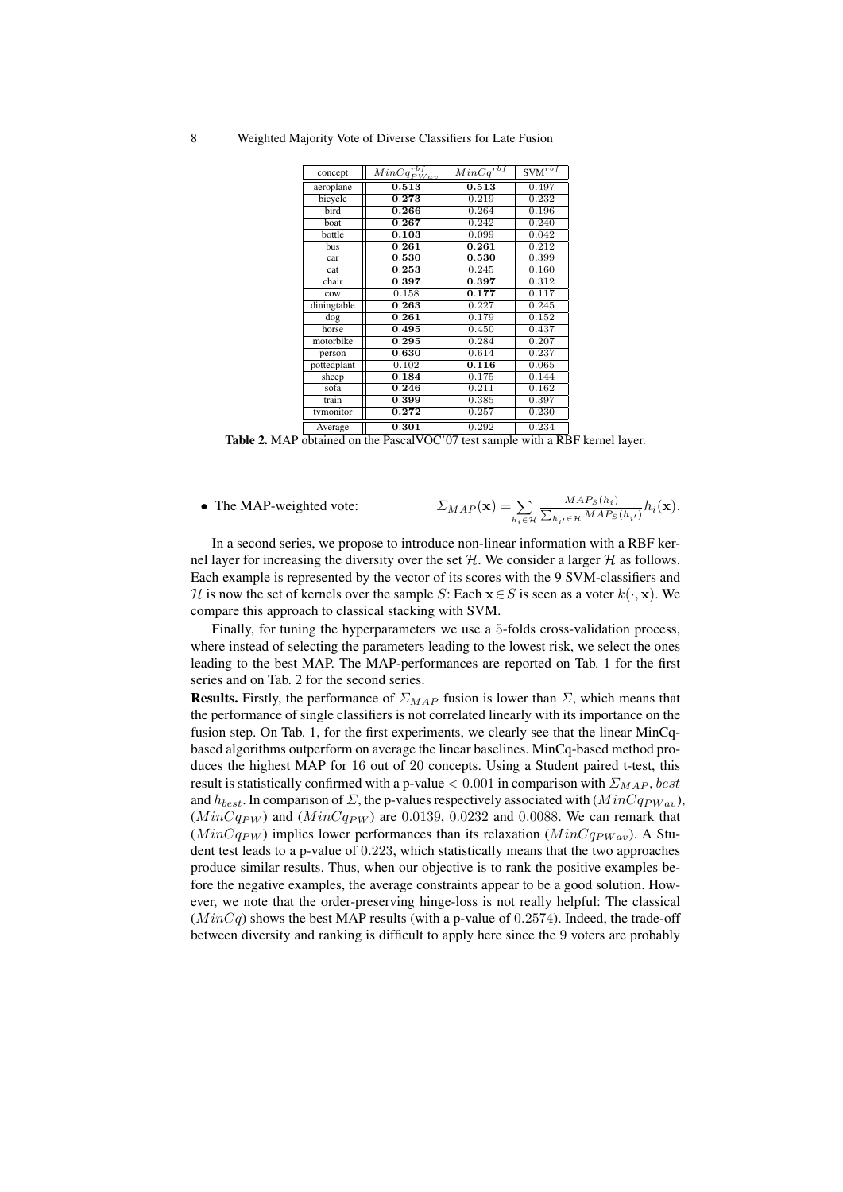| concept | $MinCq^{rbf}_{PWav}$ | $MinCq^{rbf}$ | SVM$^{rbf}$ |
|---|---|---|---|
| aeroplane | **0.513** | **0.513** | 0.497 |
| bicycle | **0.273** | 0.219 | 0.232 |
| bird | **0.266** | 0.264 | 0.196 |
| boat | **0.267** | 0.242 | 0.240 |
| bottle | **0.103** | 0.099 | 0.042 |
| bus | **0.261** | **0.261** | 0.212 |
| car | **0.530** | **0.530** | 0.399 |
| cat | **0.253** | 0.245 | 0.160 |
| chair | **0.397** | **0.397** | 0.312 |
| cow | 0.158 | **0.177** | 0.117 |
| diningtable | **0.263** | 0.227 | 0.245 |
| dog | **0.261** | 0.179 | 0.152 |
| horse | **0.495** | 0.450 | 0.437 |
| motorbike | **0.295** | 0.284 | 0.207 |
| person | **0.630** | 0.614 | 0.237 |
| pottedplant | 0.102 | **0.116** | 0.065 |
| sheep | **0.184** | 0.175 | 0.144 |
| sofa | **0.246** | 0.211 | 0.162 |
| train | **0.399** | 0.385 | 0.397 |
| tvmonitor | **0.272** | 0.257 | 0.230 |
| Average | **0.301** | 0.292 | 0.234 |

**Table 2.** MAP obtained on the PascalVOC'07 test sample with a RBF kernel layer.

- The MAP-weighted vote: $$\Sigma_{MAP}(\mathbf{x}) = \sum_{h_i \in \mathcal{H}} \frac{MAP_S(h_i)}{\sum_{h_{i'} \in \mathcal{H}} MAP_S(h_{i'})} h_i(\mathbf{x}).$$

In a second series, we propose to introduce non-linear information with a RBF kernel layer for increasing the diversity over the set $\mathcal{H}$. We consider a larger $\mathcal{H}$ as follows. Each example is represented by the vector of its scores with the 9 SVM-classifiers and $\mathcal{H}$ is now the set of kernels over the sample $S$: Each $\mathbf{x} \in S$ is seen as a voter $k(\cdot, \mathbf{x})$. We compare this approach to classical stacking with SVM.

Finally, for tuning the hyperparameters we use a 5-folds cross-validation process, where instead of selecting the parameters leading to the lowest risk, we select the ones leading to the best MAP. The MAP-performances are reported on Tab. 1 for the first series and on Tab. 2 for the second series.

**Results.** Firstly, the performance of $\Sigma_{MAP}$ fusion is lower than $\Sigma$, which means that the performance of single classifiers is not correlated linearly with its importance on the fusion step. On Tab. 1, for the first experiments, we clearly see that the linear MinCq-based algorithms outperform on average the linear baselines. MinCq-based method produces the highest MAP for 16 out of 20 concepts. Using a Student paired t-test, this result is statistically confirmed with a p-value $< 0.001$ in comparison with $\Sigma_{MAP}$, $best$ and $h_{best}$. In comparison of $\Sigma$, the p-values respectively associated with ($MinCq_{PWav}$), ($MinCq_{PW}$) and ($MinCq_{PW}$) are $0.0139$, $0.0232$ and $0.0088$. We can remark that ($MinCq_{PW}$) implies lower performances than its relaxation ($MinCq_{PWav}$). A Student test leads to a p-value of $0.223$, which statistically means that the two approaches produce similar results. Thus, when our objective is to rank the positive examples before the negative examples, the average constraints appear to be a good solution. However, we note that the order-preserving hinge-loss is not really helpful: The classical ($MinCq$) shows the best MAP results (with a p-value of $0.2574$). Indeed, the trade-off between diversity and ranking is difficult to apply here since the 9 voters are probably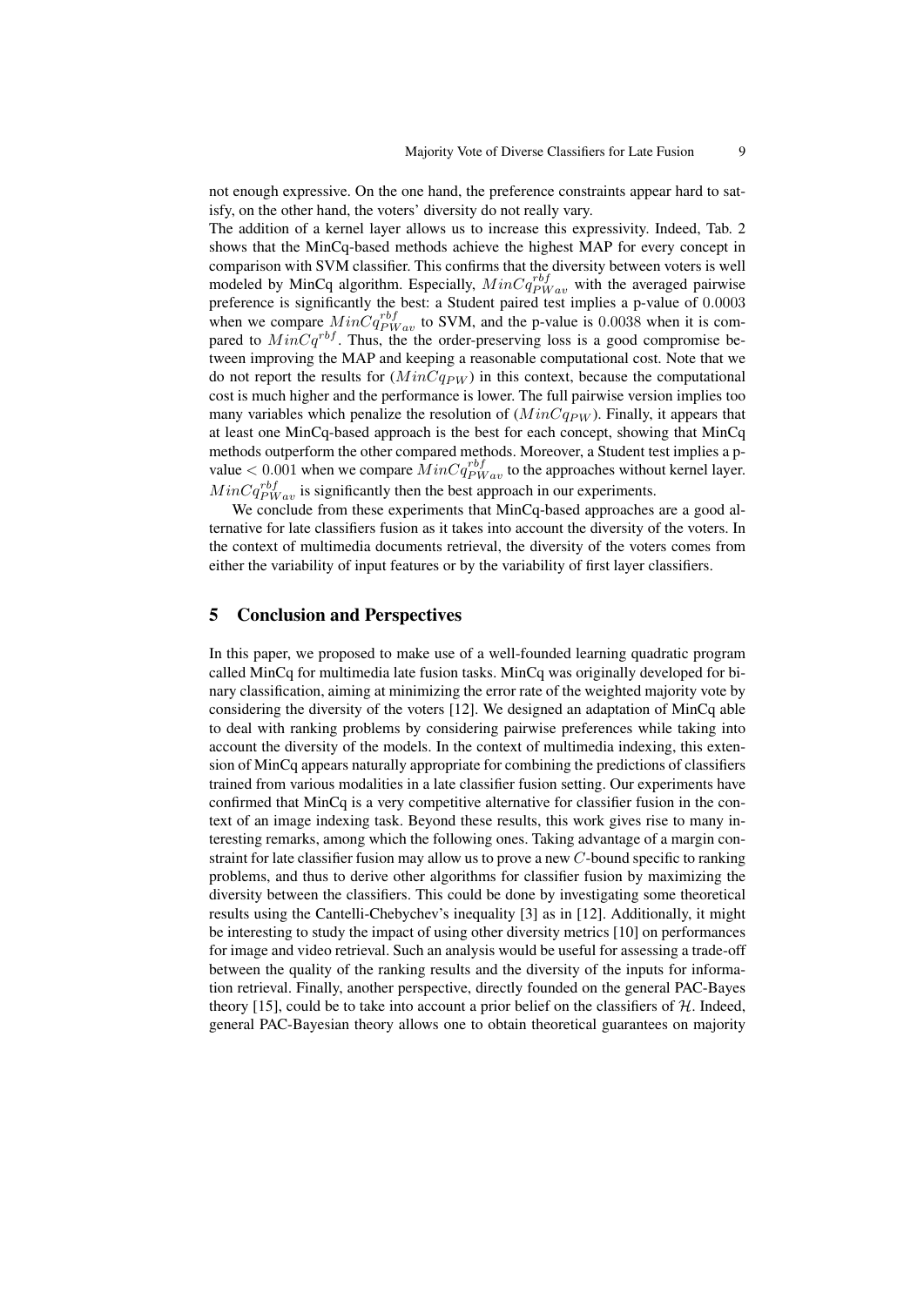not enough expressive. On the one hand, the preference constraints appear hard to satisfy, on the other hand, the voters' diversity do not really vary.
The addition of a kernel layer allows us to increase this expressivity. Indeed, Tab. 2 shows that the MinCq-based methods achieve the highest MAP for every concept in comparison with SVM classifier. This confirms that the diversity between voters is well modeled by MinCq algorithm. Especially, $MinCq^{rbf}_{PWav}$ with the averaged pairwise preference is significantly the best: a Student paired test implies a p-value of $0.0003$ when we compare $MinCq^{rbf}_{PWav}$ to SVM, and the p-value is $0.0038$ when it is compared to $MinCq^{rbf}$. Thus, the the order-preserving loss is a good compromise between improving the MAP and keeping a reasonable computational cost. Note that we do not report the results for ($MinCq_{PW}$) in this context, because the computational cost is much higher and the performance is lower. The full pairwise version implies too many variables which penalize the resolution of ($MinCq_{PW}$). Finally, it appears that at least one MinCq-based approach is the best for each concept, showing that MinCq methods outperform the other compared methods. Moreover, a Student test implies a p-value $< 0.001$ when we compare $MinCq^{rbf}_{PWav}$ to the approaches without kernel layer. $MinCq^{rbf}_{PWav}$ is significantly then the best approach in our experiments.

We conclude from these experiments that MinCq-based approaches are a good alternative for late classifiers fusion as it takes into account the diversity of the voters. In the context of multimedia documents retrieval, the diversity of the voters comes from either the variability of input features or by the variability of first layer classifiers.

## 5 Conclusion and Perspectives

In this paper, we proposed to make use of a well-founded learning quadratic program called MinCq for multimedia late fusion tasks. MinCq was originally developed for binary classification, aiming at minimizing the error rate of the weighted majority vote by considering the diversity of the voters [12]. We designed an adaptation of MinCq able to deal with ranking problems by considering pairwise preferences while taking into account the diversity of the models. In the context of multimedia indexing, this extension of MinCq appears naturally appropriate for combining the predictions of classifiers trained from various modalities in a late classifier fusion setting. Our experiments have confirmed that MinCq is a very competitive alternative for classifier fusion in the context of an image indexing task. Beyond these results, this work gives rise to many interesting remarks, among which the following ones. Taking advantage of a margin constraint for late classifier fusion may allow us to prove a new $C$-bound specific to ranking problems, and thus to derive other algorithms for classifier fusion by maximizing the diversity between the classifiers. This could be done by investigating some theoretical results using the Cantelli-Chebychev's inequality [3] as in [12]. Additionally, it might be interesting to study the impact of using other diversity metrics [10] on performances for image and video retrieval. Such an analysis would be useful for assessing a trade-off between the quality of the ranking results and the diversity of the inputs for information retrieval. Finally, another perspective, directly founded on the general PAC-Bayes theory [15], could be to take into account a prior belief on the classifiers of $\mathcal{H}$. Indeed, general PAC-Bayesian theory allows one to obtain theoretical guarantees on majority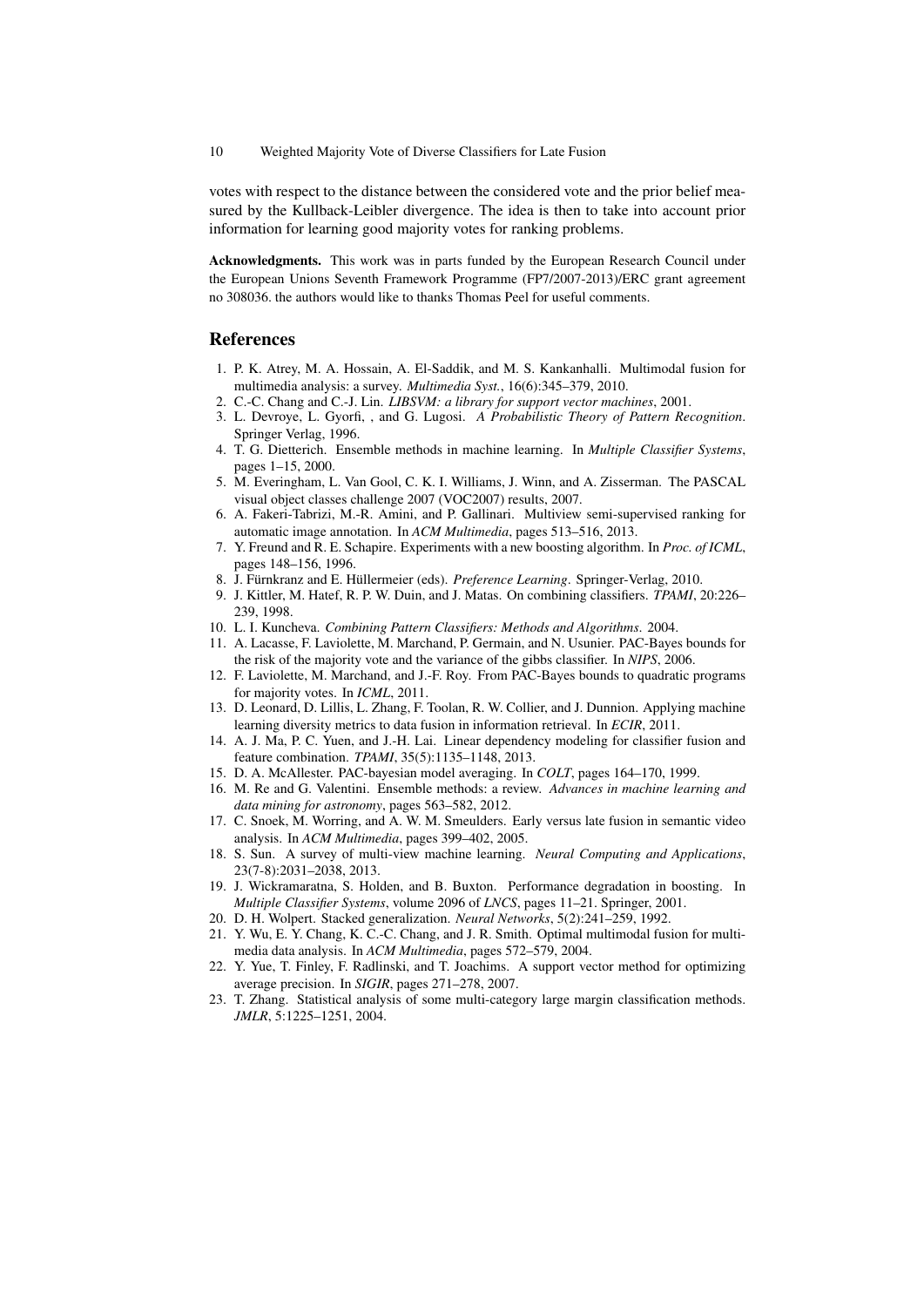votes with respect to the distance between the considered vote and the prior belief measured by the Kullback-Leibler divergence. The idea is then to take into account prior information for learning good majority votes for ranking problems.

**Acknowledgments.** This work was in parts funded by the European Research Council under the European Unions Seventh Framework Programme (FP7/2007-2013)/ERC grant agreement no 308036. the authors would like to thanks Thomas Peel for useful comments.

## References

1. P. K. Atrey, M. A. Hossain, A. El-Saddik, and M. S. Kankanhalli. Multimodal fusion for multimedia analysis: a survey. *Multimedia Syst.*, 16(6):345–379, 2010.
2. C.-C. Chang and C.-J. Lin. *LIBSVM: a library for support vector machines*, 2001.
3. L. Devroye, L. Gyorfi, , and G. Lugosi. *A Probabilistic Theory of Pattern Recognition*. Springer Verlag, 1996.
4. T. G. Dietterich. Ensemble methods in machine learning. In *Multiple Classifier Systems*, pages 1–15, 2000.
5. M. Everingham, L. Van Gool, C. K. I. Williams, J. Winn, and A. Zisserman. The PASCAL visual object classes challenge 2007 (VOC2007) results, 2007.
6. A. Fakeri-Tabrizi, M.-R. Amini, and P. Gallinari. Multiview semi-supervised ranking for automatic image annotation. In *ACM Multimedia*, pages 513–516, 2013.
7. Y. Freund and R. E. Schapire. Experiments with a new boosting algorithm. In *Proc. of ICML*, pages 148–156, 1996.
8. J. Fürnkranz and E. Hüllermeier (eds). *Preference Learning*. Springer-Verlag, 2010.
9. J. Kittler, M. Hatef, R. P. W. Duin, and J. Matas. On combining classifiers. *TPAMI*, 20:226–239, 1998.
10. L. I. Kuncheva. *Combining Pattern Classifiers: Methods and Algorithms*. 2004.
11. A. Lacasse, F. Laviolette, M. Marchand, P. Germain, and N. Usunier. PAC-Bayes bounds for the risk of the majority vote and the variance of the gibbs classifier. In *NIPS*, 2006.
12. F. Laviolette, M. Marchand, and J.-F. Roy. From PAC-Bayes bounds to quadratic programs for majority votes. In *ICML*, 2011.
13. D. Leonard, D. Lillis, L. Zhang, F. Toolan, R. W. Collier, and J. Dunnion. Applying machine learning diversity metrics to data fusion in information retrieval. In *ECIR*, 2011.
14. A. J. Ma, P. C. Yuen, and J.-H. Lai. Linear dependency modeling for classifier fusion and feature combination. *TPAMI*, 35(5):1135–1148, 2013.
15. D. A. McAllester. PAC-bayesian model averaging. In *COLT*, pages 164–170, 1999.
16. M. Re and G. Valentini. Ensemble methods: a review. *Advances in machine learning and data mining for astronomy*, pages 563–582, 2012.
17. C. Snoek, M. Worring, and A. W. M. Smeulders. Early versus late fusion in semantic video analysis. In *ACM Multimedia*, pages 399–402, 2005.
18. S. Sun. A survey of multi-view machine learning. *Neural Computing and Applications*, 23(7-8):2031–2038, 2013.
19. J. Wickramaratna, S. Holden, and B. Buxton. Performance degradation in boosting. In *Multiple Classifier Systems*, volume 2096 of *LNCS*, pages 11–21. Springer, 2001.
20. D. H. Wolpert. Stacked generalization. *Neural Networks*, 5(2):241–259, 1992.
21. Y. Wu, E. Y. Chang, K. C.-C. Chang, and J. R. Smith. Optimal multimodal fusion for multimedia data analysis. In *ACM Multimedia*, pages 572–579, 2004.
22. Y. Yue, T. Finley, F. Radlinski, and T. Joachims. A support vector method for optimizing average precision. In *SIGIR*, pages 271–278, 2007.
23. T. Zhang. Statistical analysis of some multi-category large margin classification methods. *JMLR*, 5:1225–1251, 2004.